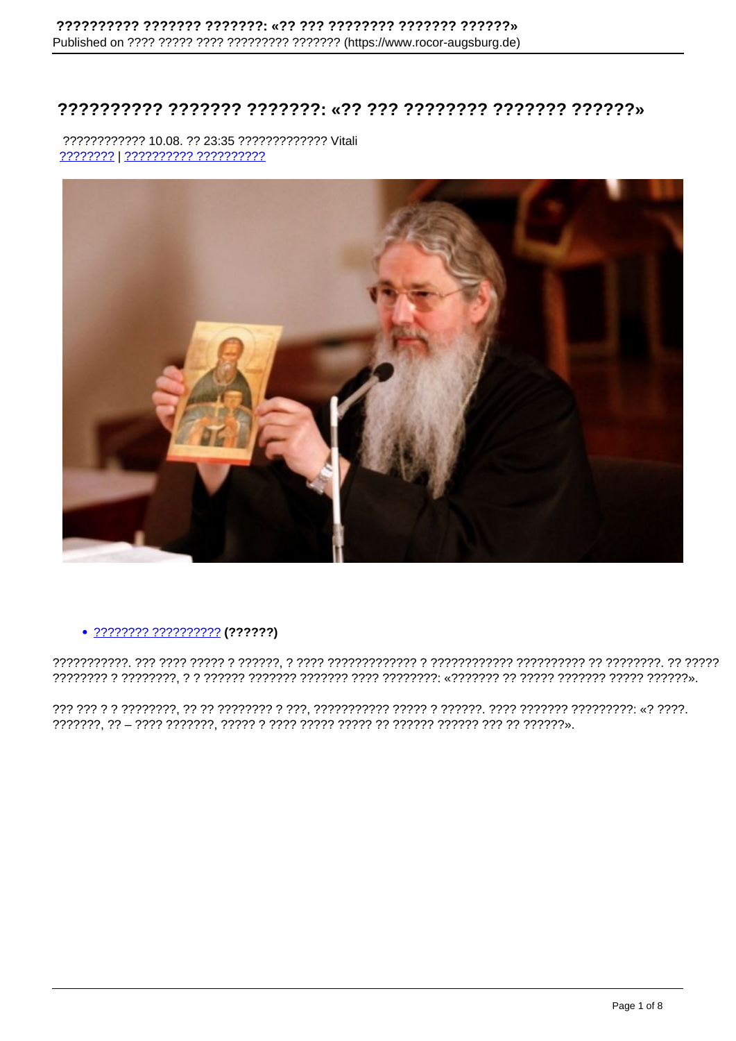# ?????????? ??????? ???????: «?? ??? ???????? ??????? ??????»

???????????? 10.08. ?? 23:35 ????????????? Vitali
????????? | ?????????? ??????????

- ???????? ?????????? **(??????)**

???????????. ??? ???? ????? ? ??????, ? ???? ????????????? ? ???????????? ?????????? ?? ????????. ?? ????? ???????? ? ????????, ? ? ?????? ??????? ??????? ???? ????????: «??????? ?? ????? ??????? ????? ??????».

??? ??? ? ? ????????, ?? ?? ???????? ? ???, ??????????? ????? ? ??????. ???? ??????? ?????????: «? ????. ???????, ?? – ???? ???????, ????? ? ???? ????? ????? ?? ?????? ?????? ??? ?? ??????».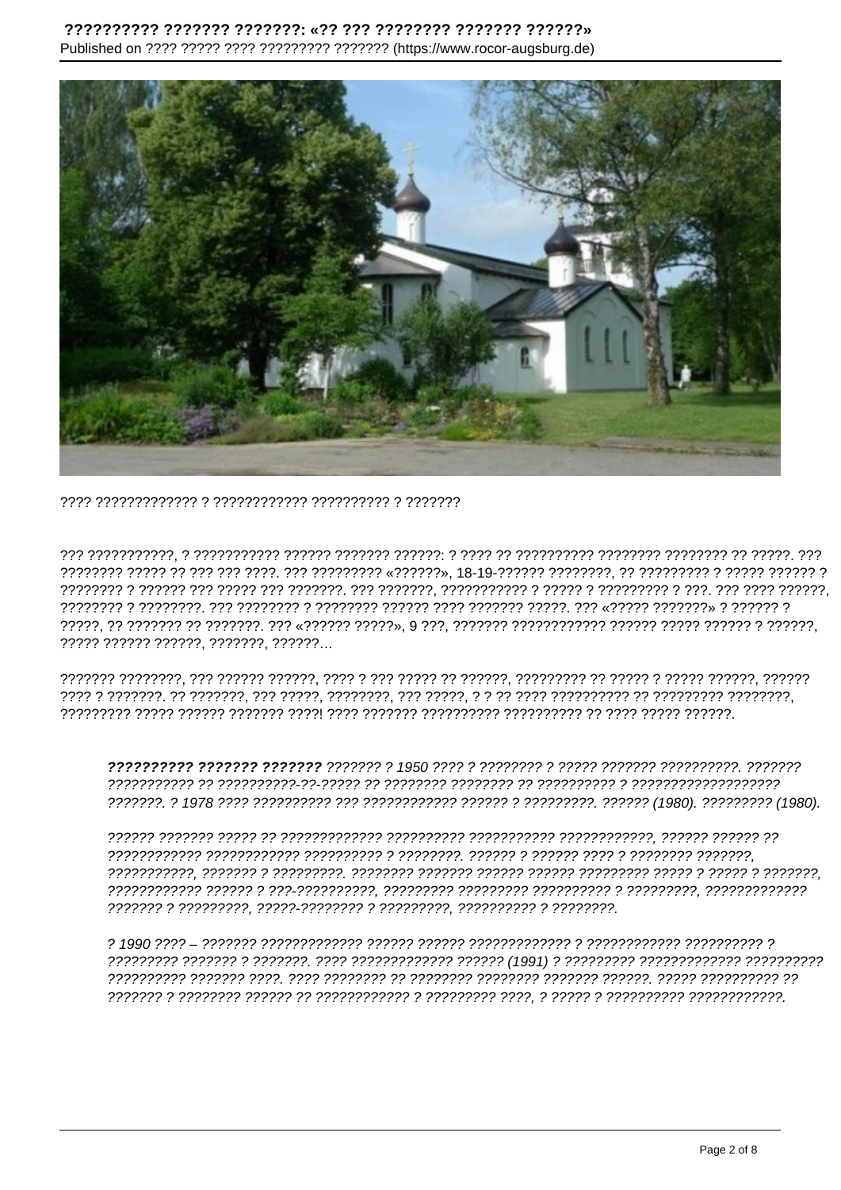???? ????????????? ? ???????????? ?????????? ? ???????

??? ???????????, ? ??????????? ?????? ??????? ??????: ? ???? ?? ?????????? ???????? ???????? ?? ?????. ??? ???????? ????? ?? ??? ??? ????. ??? ????????? «??????», 18-19-?????? ????????, ?? ????????? ? ????? ?????? ? ???????? ? ?????? ??? ????? ??? ???????. ??? ???????, ??????????? ? ????? ? ????????? ? ???. ??? ???? ??????, ???????? ? ????????. ??? ???????? ? ???????? ?????? ???? ??????? ?????. ??? «????? ???????» ? ?????? ? ?????, ?? ??????? ?? ???????. ??? «?????? ?????», 9 ???, ??????? ???????????? ?????? ????? ?????? ? ??????, ????? ?????? ??????, ???????, ??????…

??????? ????????, ??? ?????? ??????, ???? ? ??? ????? ?? ??????, ????????? ?? ????? ? ????? ??????, ?????? ???? ? ???????. ?? ???????, ??? ?????, ????????, ??? ?????, ? ? ?? ???? ?????????? ?? ????????? ????????, ????????? ????? ?????? ??????? ????! ???? ??????? ?????????? ?????????? ?? ???? ????? ??????.

> ***?????????? ??????? ???????*** ??????? ? 1950 ???? ? ???????? ? ????? ??????? ??????????. ??????? ??????????? ?? ??????????-??-????? ?? ???????? ???????? ?? ?????????? ? ?????????????????? ???????. ? 1978 ???? ?????????? ??? ???????????? ?????? ? ?????????. ?????? (1980). ????????? (1980).
>
> ?????? ??????? ????? ?? ????????????? ?????????? ??????????? ????????????, ?????? ?????? ?? ???????????? ???????????? ?????????? ? ????????. ?????? ? ?????? ???? ? ???????? ???????, ???????????, ??????? ? ?????????. ???????? ??????? ?????? ?????? ????????? ????? ? ????? ? ???????, ???????????? ?????? ? ???-??????????, ????????? ????????? ?????????? ? ?????????, ????????????? ??????? ? ?????????, ?????-???????? ? ?????????, ?????????? ? ????????.
>
> ? 1990 ???? – ??????? ????????????? ?????? ?????? ????????????? ? ???????????? ?????????? ? ????????? ??????? ? ???????. ???? ????????????? ?????? (1991) ? ????????? ????????????? ?????????? ?????????? ??????? ????. ???? ???????? ?? ???????? ???????? ??????? ??????. ????? ?????????? ?? ??????? ? ???????? ?????? ?? ???????????? ? ????????? ????, ? ????? ? ?????????? ????????????.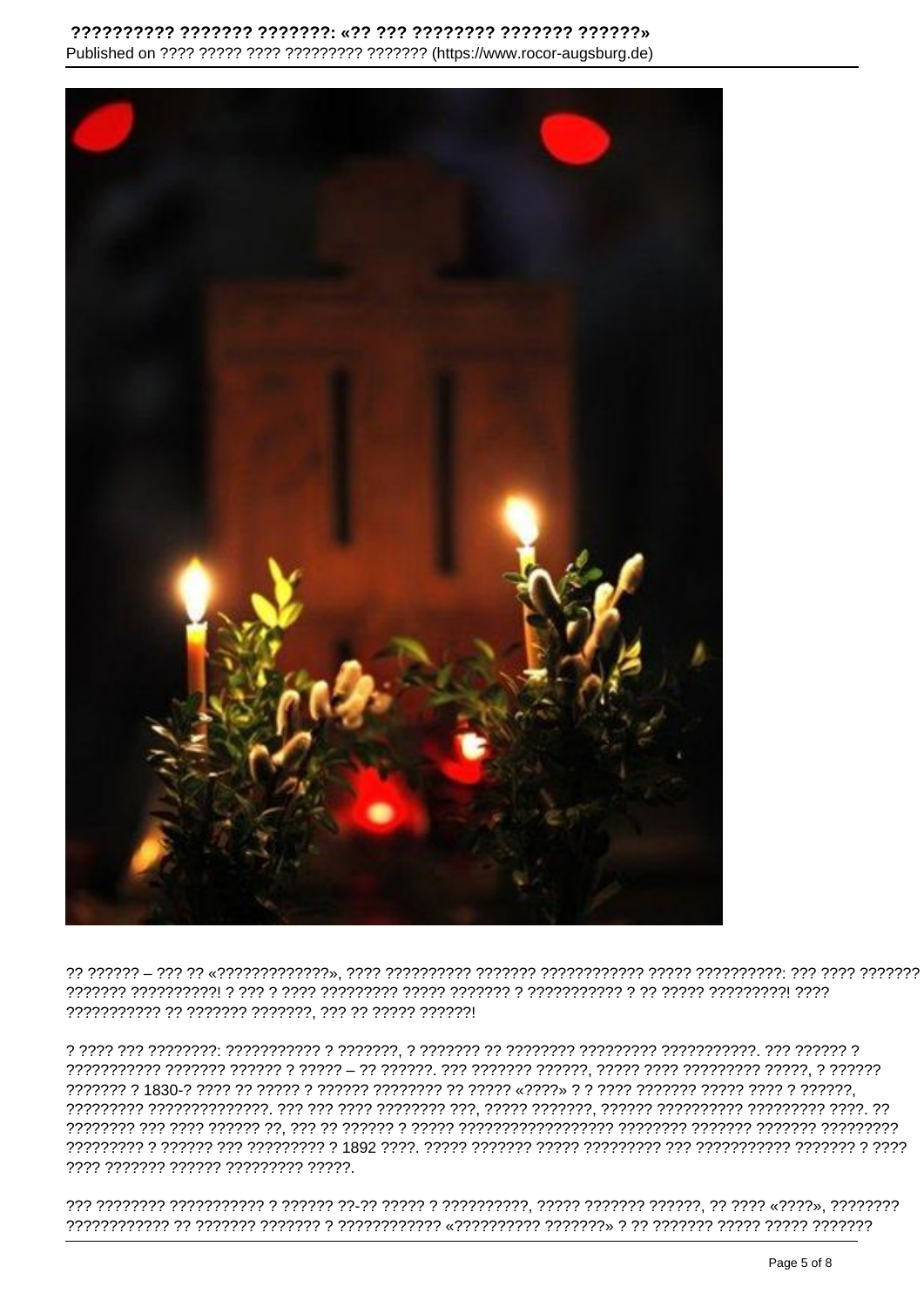?? ?????? – ??? ?? «?????????????», ???? ?????????? ??????? ???????????? ????? ??????????: ??? ???? ??????? ??????? ??????????! ? ??? ? ???? ????????? ????? ??????? ? ??????????? ? ?? ????? ?????????! ???? ??????????? ?? ??????? ???????, ??? ?? ????? ??????!

? ???? ??? ????????: ??????????? ? ???????, ? ??????? ?? ???????? ????????? ???????????. ??? ?????? ? ??????????? ??????? ?????? ? ????? – ?? ??????. ??? ??????? ??????, ????? ???? ????????? ?????, ? ?????? ??????? ? 1830-? ???? ?? ????? ? ?????? ???????? ?? ????? «????» ? ? ???? ??????? ????? ???? ? ??????, ????????? ??????????????. ??? ??? ???? ???????? ???, ????? ???????, ?????? ?????????? ????????? ????. ?? ???????? ??? ???? ?????? ??, ??? ?? ?????? ? ????? ?????????????????? ???????? ??????? ??????? ????????? ????????? ? ?????? ??? ????????? ? 1892 ????. ????? ??????? ????? ????????? ??? ??????????? ??????? ? ???? ???? ??????? ?????? ????????? ?????.

??? ???????? ??????????? ? ?????? ??-?? ????? ? ??????????, ????? ??????? ??????, ?? ???? «????», ???????? ???????????? ?? ??????? ??????? ? ???????????? «?????????? ???????» ? ?? ??????? ????? ????? ???????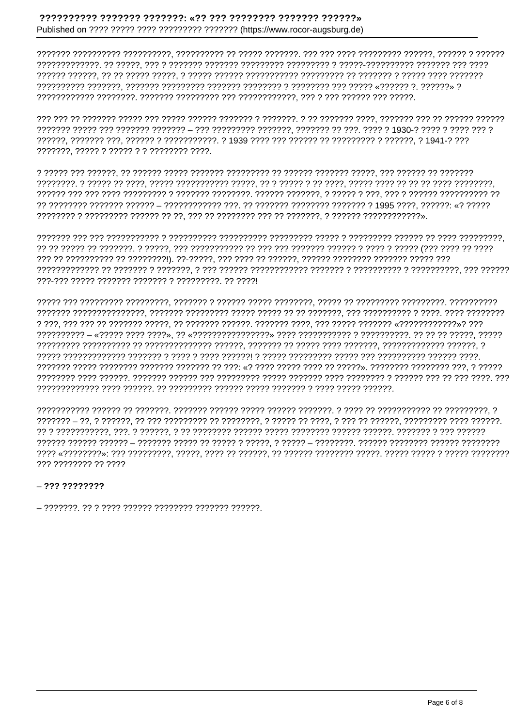??????? ?????????? ??????????, ?????????? ?? ????? ???????. ??? ??? ???? ????????? ??????, ?????? ? ?????? ?????????????. ?? ?????, ??? ? ??????? ??????? ????????? ????????? ? ?????-????????? ??????? ??? ???? ?????? ??????, ?? ?? ????? ?????, ? ????? ?????? ??????????? ????????? ?? ??????? ? ????? ???? ??????? ?????????? ???????, ??????? ????????? ??????? ???????? ? ???????? ??? ????? «?????? ?. ??????» ? ???????????? ????????. ??????? ????????? ??? ????????????, ??? ? ??? ?????? ??? ?????.

??? ??? ?? ??????? ????? ??? ????? ?????? ??????? ? ???????. ? ?? ??????? ????, ??????? ??? ?? ?????? ?????? ??????? ????? ??? ??????? ??????? – ??? ????????? ???????, ??????? ?? ???. ???? ? 1930-? ???? ? ???? ??? ? ??????, ??????? ???, ?????? ? ???????????. ? 1939 ???? ??? ?????? ?? ????????? ? ??????, ? 1941-? ??? ???????, ????? ? ????? ? ? ???????? ????.

? ????? ??? ??????, ?? ?????? ????? ??????? ????????? ?? ?????? ??????? ?????, ??? ?????? ?? ??????? ????????. ? ????? ?? ????, ????? ??????????? ?????, ?? ? ????? ? ?? ????, ????? ???? ?? ?? ?? ???? ????????, ?????? ??? ??? ???? ????????? ? ??????? ????????. ?????? ???????, ? ????? ? ???, ??? ? ?????? ?????????? ?? ?? ???????? ??????? ?????? – ???????????? ???. ?? ??????? ???????? ??????? ? 1995 ????, ??????: «? ????? ???????? ? ????????? ?????? ?? ??, ??? ?? ???????? ??? ?? ???????, ? ?????? ????????????».

??????? ??? ??? ??????????? ? ?????????? ?????????? ????????? ????? ? ????????? ?????? ?? ???? ?????????, ?? ?? ????? ?? ???????. ? ?????, ??? ??????????? ?? ??? ??? ??????? ?????? ? ???? ? ????? (??? ???? ?? ???? ??? ?? ?????????? ?? ????????!). ??-?????, ??? ???? ?? ??????, ?????? ???????? ??????? ????? ??? ????????????? ?? ??????? ? ???????, ? ??? ?????? ??????????? ??????? ? ?????????? ? ??????????, ??? ?????? ???-??? ????? ??????? ??????? ? ?????????. ?? ????!

????? ??? ????????? ?????????, ??????? ? ?????? ????? ????????, ????? ?? ????????? ?????????. ?????????? ??????? ???????????????, ??????? ????????? ????? ????? ?? ?? ???????, ??? ?????????? ? ????. ???? ???????? ? ???, ??? ??? ?? ??????? ?????, ?? ??????? ??????. ??????? ????, ??? ????? ??????? «????????????»? ??? ?????????? – «????? ???? ????», ?? «????????????????» ???? ??????????? ??????? ? ??????????. ?? ?? ?? ?????, ????? ????????? ?????????? ?? ?????????????? ??????, ??????? ?? ????? ???? ???????, ????????????? ??????, ? ????? ?????????????? ??????? ? ???? ? ???? ??????! ? ????? ????????? ????? ??? ?????????? ?????? ????. ??????? ????? ???????? ??????? ??????? ?? ???: «? ???? ????? ???? ?? ?????». ???????? ???????? ???, ? ????? ???????? ???? ??????. ??????? ?????? ??? ????????? ????? ??????? ???? ???????? ? ?????? ??? ?? ??? ????. ??? ????????????? ???? ??????. ?? ????????? ?????? ????? ??????? ? ???? ????? ??????.

??????????? ?????? ?? ???????. ??????? ?????? ????? ?????? ???????. ? ???? ?? ??????????? ?? ?????????, ? ??????? – ??, ? ??????, ?? ??? ????????? ?? ????????, ? ????? ?? ????, ? ??? ?? ??????, ????????? ???? ??????. ?? ? ??????????, ???. ? ??????, ? ?? ???????? ?????? ????? ???????? ?????? ??????. ??????? ? ??? ?????? ?????? ?????? ?????? – ??????? ????? ?? ????? ? ?????, ? ????? – ????????. ?????? ???????? ?????? ???????? ???? «????????»: ??? ?????????, ?????, ???? ?? ??????, ?? ?????? ???????? ?????. ????? ????? ? ????? ???????? ??? ???????? ?? ????

**– ??? ????????**

– ???????. ?? ? ???? ?????? ???????? ??????? ??????.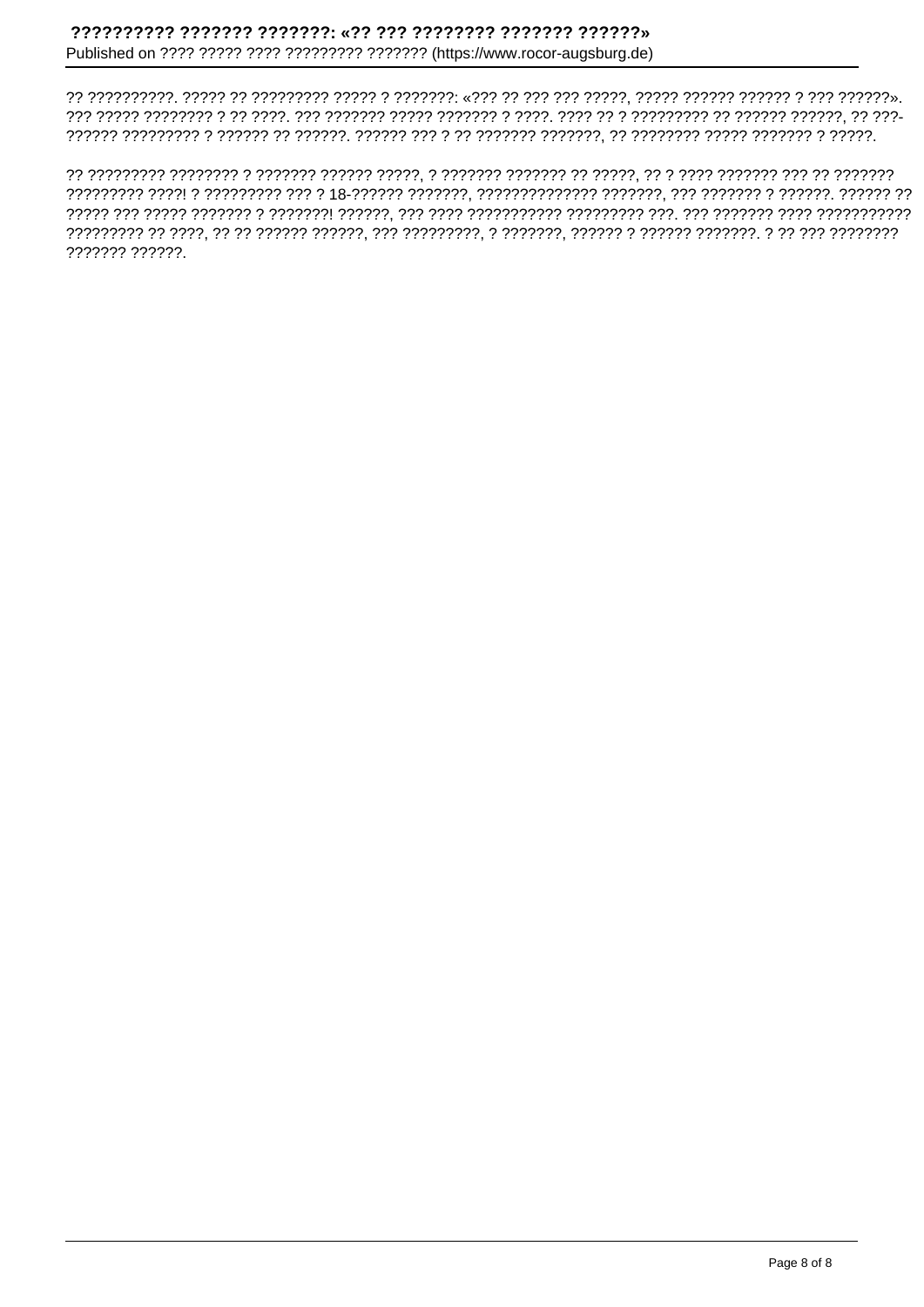?? ??????????. ????? ?? ????????? ????? ? ???????: «??? ?? ??? ??? ?????, ????? ?????? ?????? ? ??? ??????». ??? ????? ???????? ? ?? ????. ??? ??????? ????? ??????? ? ????. ???? ?? ? ????????? ?? ?????? ??????, ?? ???-?????? ????????? ? ?????? ?? ??????. ?????? ??? ? ?? ??????? ???????, ?? ???????? ????? ??????? ? ?????.

?? ????????? ???????? ? ??????? ?????? ?????, ? ??????? ??????? ?? ?????, ?? ? ???? ??????? ??? ?? ??????? ????????? ????! ? ????????? ??? ? 18-?????? ???????, ????????????? ???????, ??? ??????? ? ??????. ?????? ?? ????? ??? ????? ??????? ? ???????! ??????, ??? ???? ??????????? ????????? ???. ??? ??????? ???? ??????????? ????????? ?? ????, ?? ?? ?????? ??????, ??? ?????????, ? ???????, ?????? ? ?????? ???????. ? ?? ??? ???????? ??????? ??????.